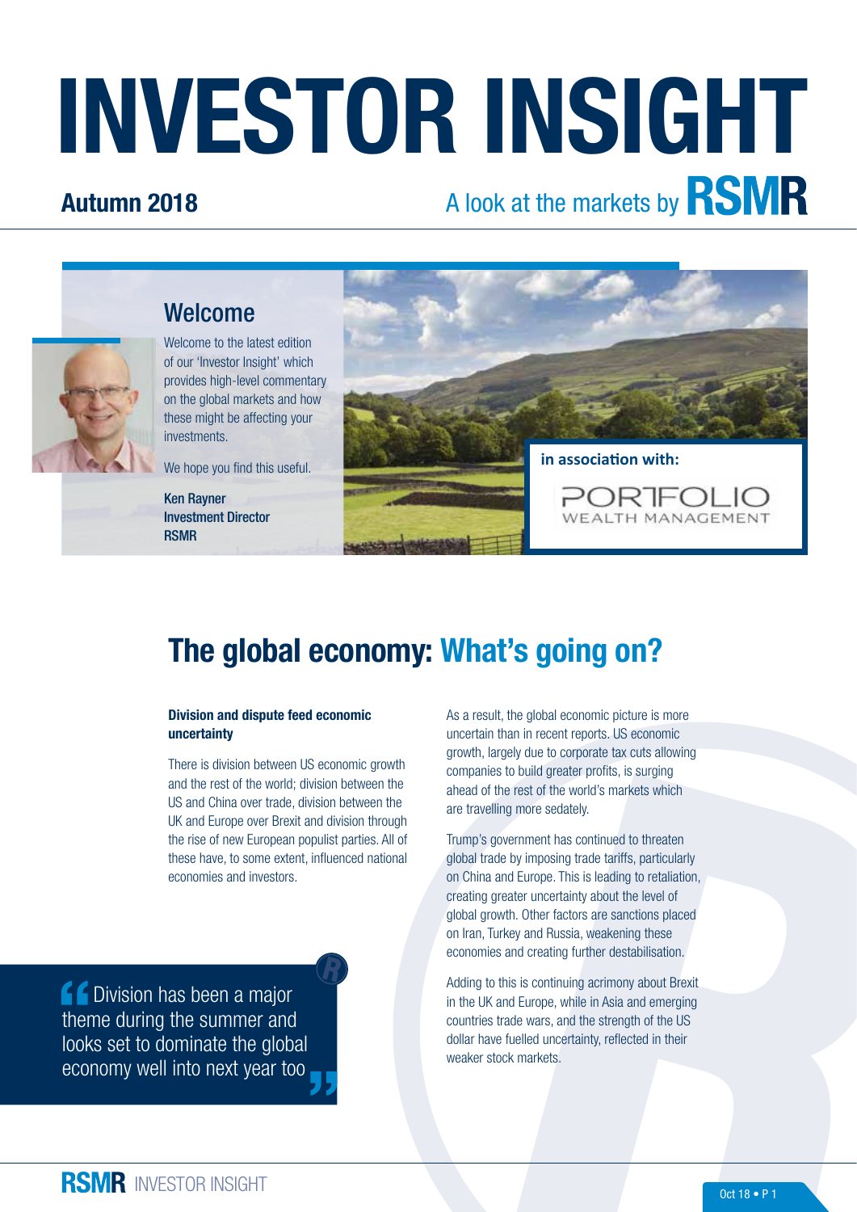# INVESTOR INSIGHT

**Autumn 2018** A look at the markets by **RSMR**

## Welcome

Welcome to the latest edition of our 'Investor Insight' which provides high-level commentary on the global markets and how these might be affecting your investments.

We hope you find this useful.

**Ken Rayner**
**Investment Director**
**RSMR**

**in association with:**

PORTFOLIO WEALTH MANAGEMENT

# The global economy: What's going on?

### Division and dispute feed economic uncertainty

There is division between US economic growth and the rest of the world; division between the US and China over trade, division between the UK and Europe over Brexit and division through the rise of new European populist parties. All of these have, to some extent, influenced national economies and investors.

> "Division has been a major theme during the summer and looks set to dominate the global economy well into next year too"

As a result, the global economic picture is more uncertain than in recent reports. US economic growth, largely due to corporate tax cuts allowing companies to build greater profits, is surging ahead of the rest of the world's markets which are travelling more sedately.

Trump's government has continued to threaten global trade by imposing trade tariffs, particularly on China and Europe. This is leading to retaliation, creating greater uncertainty about the level of global growth. Other factors are sanctions placed on Iran, Turkey and Russia, weakening these economies and creating further destabilisation.

Adding to this is continuing acrimony about Brexit in the UK and Europe, while in Asia and emerging countries trade wars, and the strength of the US dollar have fuelled uncertainty, reflected in their weaker stock markets.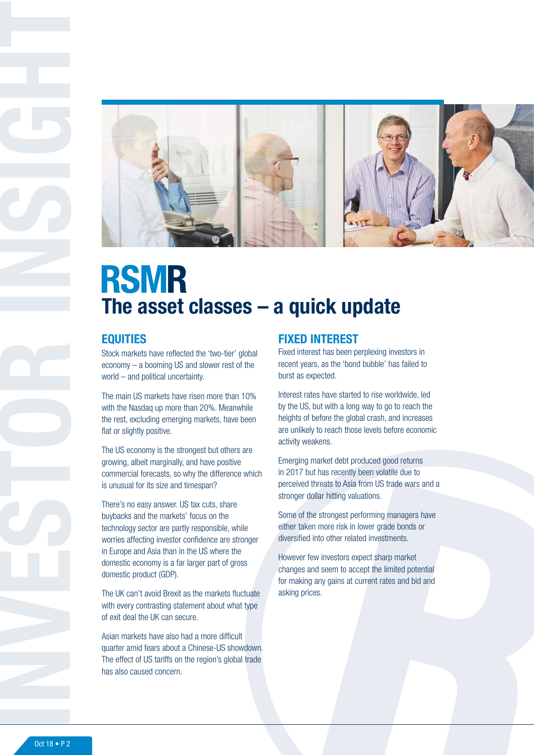# RSMR

## The asset classes – a quick update

### EQUITIES

Stock markets have reflected the 'two-tier' global economy – a booming US and slower rest of the world – and political uncertainty.

The main US markets have risen more than 10% with the Nasdaq up more than 20%. Meanwhile the rest, excluding emerging markets, have been flat or slightly positive.

The US economy is the strongest but others are growing, albeit marginally, and have positive commercial forecasts, so why the difference which is unusual for its size and timespan?

There's no easy answer. US tax cuts, share buybacks and the markets' focus on the technology sector are partly responsible, while worries affecting investor confidence are stronger in Europe and Asia than in the US where the domestic economy is a far larger part of gross domestic product (GDP).

The UK can't avoid Brexit as the markets fluctuate with every contrasting statement about what type of exit deal the UK can secure.

Asian markets have also had a more difficult quarter amid fears about a Chinese-US showdown. The effect of US tariffs on the region's global trade has also caused concern.

### FIXED INTEREST

Fixed interest has been perplexing investors in recent years, as the 'bond bubble' has failed to burst as expected.

Interest rates have started to rise worldwide, led by the US, but with a long way to go to reach the heights of before the global crash, and increases are unlikely to reach those levels before economic activity weakens.

Emerging market debt produced good returns in 2017 but has recently been volatile due to perceived threats to Asia from US trade wars and a stronger dollar hitting valuations.

Some of the strongest performing managers have either taken more risk in lower grade bonds or diversified into other related investments.

However few investors expect sharp market changes and seem to accept the limited potential for making any gains at current rates and bid and asking prices.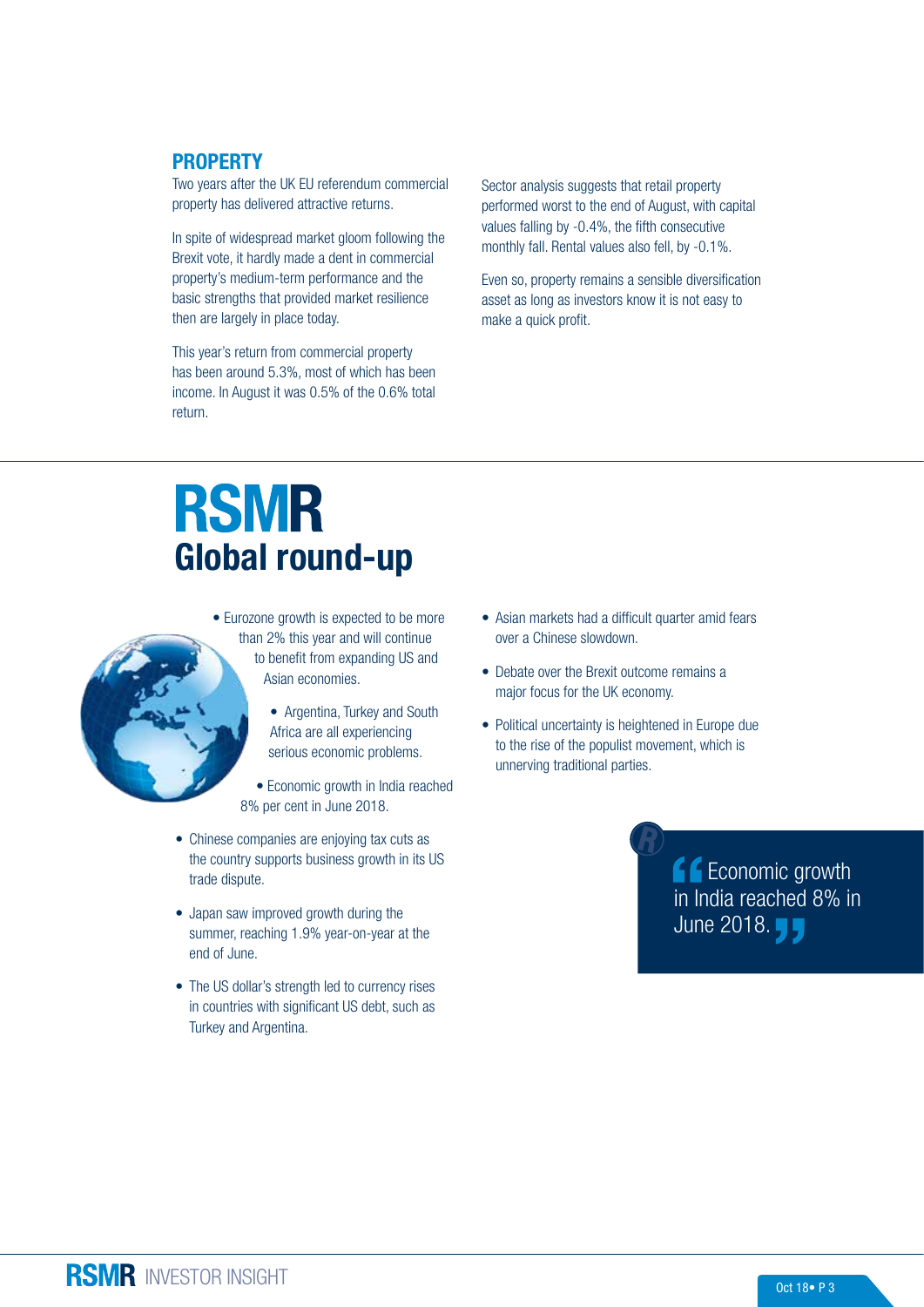## PROPERTY

Two years after the UK EU referendum commercial property has delivered attractive returns.

In spite of widespread market gloom following the Brexit vote, it hardly made a dent in commercial property's medium-term performance and the basic strengths that provided market resilience then are largely in place today.

This year's return from commercial property has been around 5.3%, most of which has been income. In August it was 0.5% of the 0.6% total return.

Sector analysis suggests that retail property performed worst to the end of August, with capital values falling by -0.4%, the fifth consecutive monthly fall. Rental values also fell, by -0.1%.

Even so, property remains a sensible diversification asset as long as investors know it is not easy to make a quick profit.

# RSMR Global round-up

- Eurozone growth is expected to be more than 2% this year and will continue to benefit from expanding US and Asian economies.
- Argentina, Turkey and South Africa are all experiencing serious economic problems.
- Economic growth in India reached 8% per cent in June 2018.
- Chinese companies are enjoying tax cuts as the country supports business growth in its US trade dispute.
- Japan saw improved growth during the summer, reaching 1.9% year-on-year at the end of June.
- The US dollar's strength led to currency rises in countries with significant US debt, such as Turkey and Argentina.
- Asian markets had a difficult quarter amid fears over a Chinese slowdown.
- Debate over the Brexit outcome remains a major focus for the UK economy.
- Political uncertainty is heightened in Europe due to the rise of the populist movement, which is unnerving traditional parties.

> "Economic growth in India reached 8% in June 2018."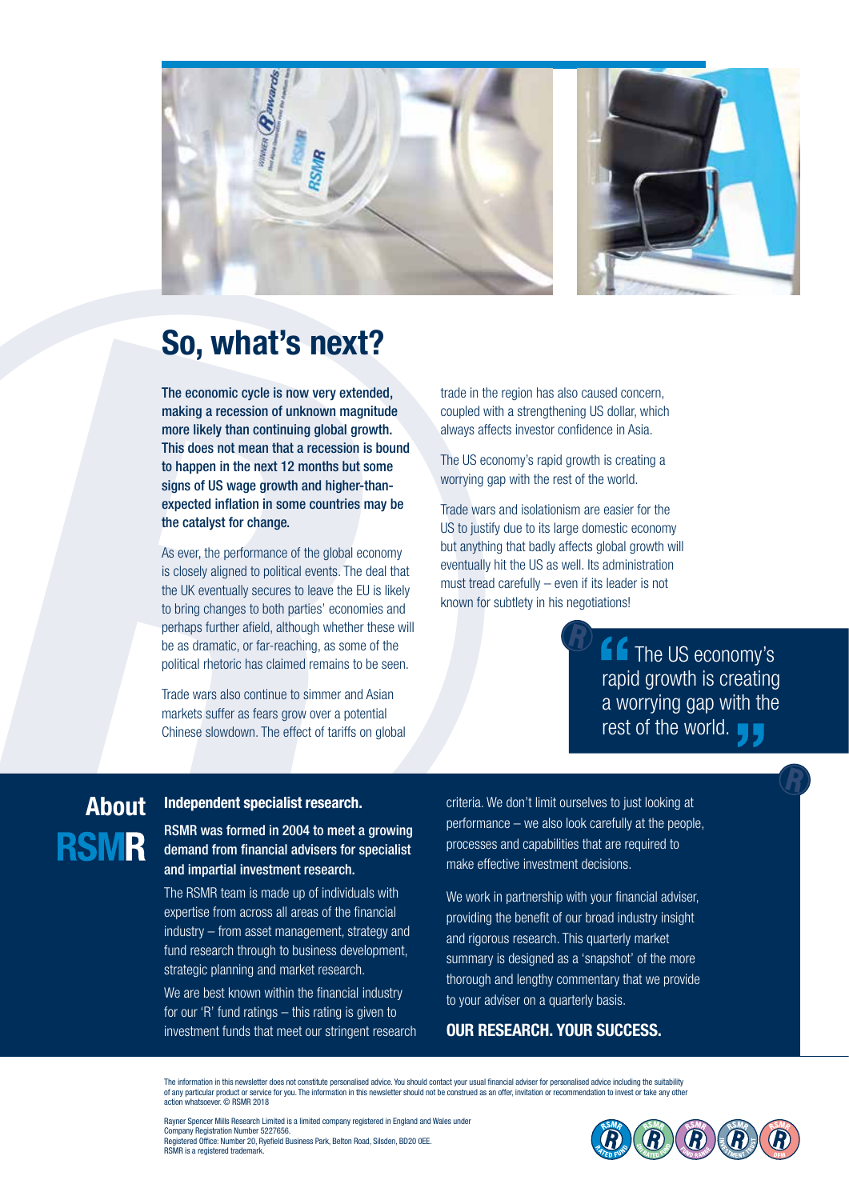## So, what's next?

**The economic cycle is now very extended, making a recession of unknown magnitude more likely than continuing global growth. This does not mean that a recession is bound to happen in the next 12 months but some signs of US wage growth and higher-than-expected inflation in some countries may be the catalyst for change.**

As ever, the performance of the global economy is closely aligned to political events. The deal that the UK eventually secures to leave the EU is likely to bring changes to both parties' economies and perhaps further afield, although whether these will be as dramatic, or far-reaching, as some of the political rhetoric has claimed remains to be seen.

Trade wars also continue to simmer and Asian markets suffer as fears grow over a potential Chinese slowdown. The effect of tariffs on global trade in the region has also caused concern, coupled with a strengthening US dollar, which always affects investor confidence in Asia.

The US economy's rapid growth is creating a worrying gap with the rest of the world.

Trade wars and isolationism are easier for the US to justify due to its large domestic economy but anything that badly affects global growth will eventually hit the US as well. Its administration must tread carefully – even if its leader is not known for subtlety in his negotiations!

> "The US economy's rapid growth is creating a worrying gap with the rest of the world."

## About RSMR

**Independent specialist research.**

**RSMR was formed in 2004 to meet a growing demand from financial advisers for specialist and impartial investment research.**

The RSMR team is made up of individuals with expertise from across all areas of the financial industry – from asset management, strategy and fund research through to business development, strategic planning and market research.

We are best known within the financial industry for our 'R' fund ratings – this rating is given to investment funds that meet our stringent research criteria. We don't limit ourselves to just looking at performance – we also look carefully at the people, processes and capabilities that are required to make effective investment decisions.

We work in partnership with your financial adviser, providing the benefit of our broad industry insight and rigorous research. This quarterly market summary is designed as a 'snapshot' of the more thorough and lengthy commentary that we provide to your adviser on a quarterly basis.

**OUR RESEARCH. YOUR SUCCESS.**

The information in this newsletter does not constitute personalised advice. You should contact your usual financial adviser for personalised advice including the suitability of any particular product or service for you. The information in this newsletter should not be construed as an offer, invitation or recommendation to invest or take any other action whatsoever. © RSMR 2018

Rayner Spencer Mills Research Limited is a limited company registered in England and Wales under Company Registration Number 5227656.
Registered Office: Number 20, Ryefield Business Park, Belton Road, Silsden, BD20 0EE.
RSMR is a registered trademark.